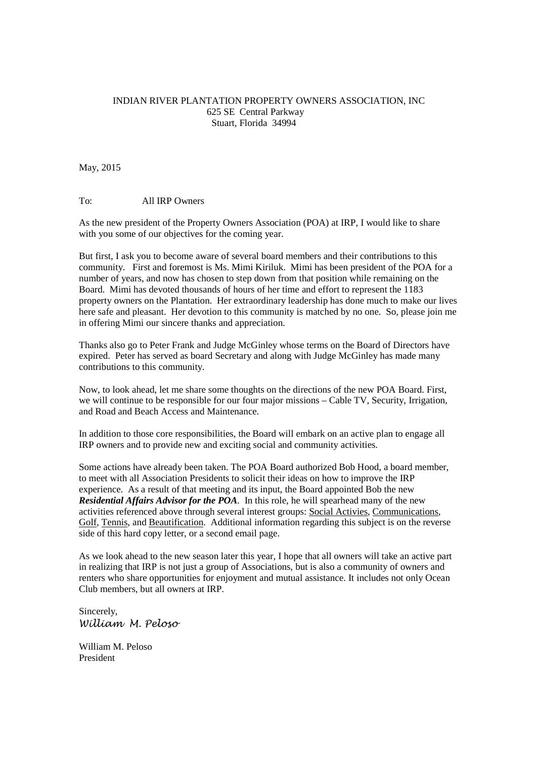INDIAN RIVER PLANTATION PROPERTY OWNERS ASSOCIATION, INC
625 SE Central Parkway
Stuart, Florida 34994

May, 2015

To: All IRP Owners

As the new president of the Property Owners Association (POA) at IRP, I would like to share with you some of our objectives for the coming year.

But first, I ask you to become aware of several board members and their contributions to this community. First and foremost is Ms. Mimi Kiriluk. Mimi has been president of the POA for a number of years, and now has chosen to step down from that position while remaining on the Board. Mimi has devoted thousands of hours of her time and effort to represent the 1183 property owners on the Plantation. Her extraordinary leadership has done much to make our lives here safe and pleasant. Her devotion to this community is matched by no one. So, please join me in offering Mimi our sincere thanks and appreciation.

Thanks also go to Peter Frank and Judge McGinley whose terms on the Board of Directors have expired. Peter has served as board Secretary and along with Judge McGinley has made many contributions to this community.

Now, to look ahead, let me share some thoughts on the directions of the new POA Board. First, we will continue to be responsible for our four major missions – Cable TV, Security, Irrigation, and Road and Beach Access and Maintenance.

In addition to those core responsibilities, the Board will embark on an active plan to engage all IRP owners and to provide new and exciting social and community activities.

Some actions have already been taken. The POA Board authorized Bob Hood, a board member, to meet with all Association Presidents to solicit their ideas on how to improve the IRP experience. As a result of that meeting and its input, the Board appointed Bob the new ***Residential Affairs Advisor for the POA***. In this role, he will spearhead many of the new activities referenced above through several interest groups: Social Activies, Communications, Golf, Tennis, and Beautification. Additional information regarding this subject is on the reverse side of this hard copy letter, or a second email page.

As we look ahead to the new season later this year, I hope that all owners will take an active part in realizing that IRP is not just a group of Associations, but is also a community of owners and renters who share opportunities for enjoyment and mutual assistance. It includes not only Ocean Club members, but all owners at IRP.

Sincerely,
*William M. Peloso*

William M. Peloso
President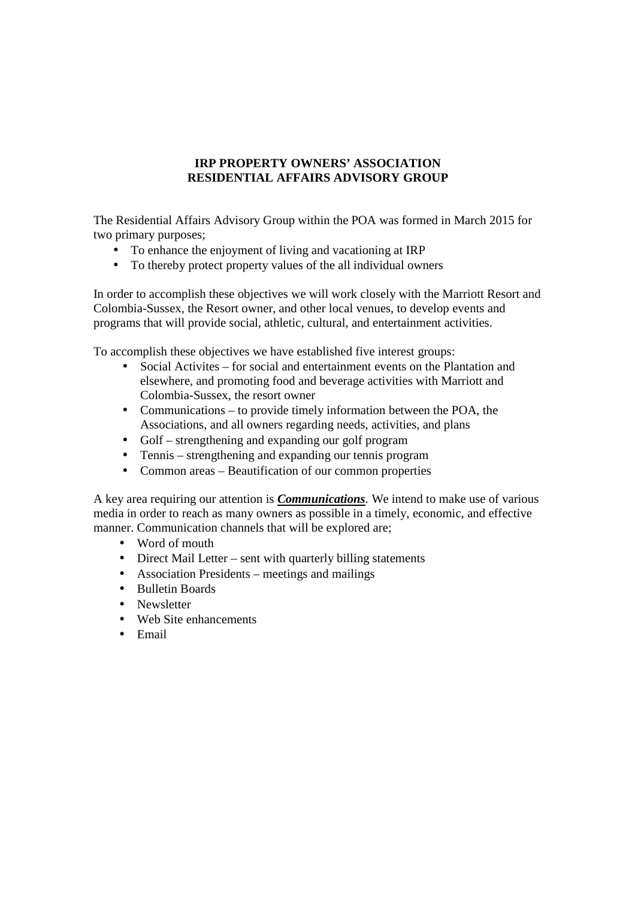**IRP PROPERTY OWNERS' ASSOCIATION**
**RESIDENTIAL AFFAIRS ADVISORY GROUP**

The Residential Affairs Advisory Group within the POA was formed in March 2015 for two primary purposes;

- To enhance the enjoyment of living and vacationing at IRP
- To thereby protect property values of the all individual owners

In order to accomplish these objectives we will work closely with the Marriott Resort and Colombia-Sussex, the Resort owner, and other local venues, to develop events and programs that will provide social, athletic, cultural, and entertainment activities.

To accomplish these objectives we have established five interest groups:

- Social Activites – for social and entertainment events on the Plantation and elsewhere, and promoting food and beverage activities with Marriott and Colombia-Sussex, the resort owner
- Communications – to provide timely information between the POA, the Associations, and all owners regarding needs, activities, and plans
- Golf – strengthening and expanding our golf program
- Tennis – strengthening and expanding our tennis program
- Common areas – Beautification of our common properties

A key area requiring our attention is ***Communications***. We intend to make use of various media in order to reach as many owners as possible in a timely, economic, and effective manner. Communication channels that will be explored are;

- Word of mouth
- Direct Mail Letter – sent with quarterly billing statements
- Association Presidents – meetings and mailings
- Bulletin Boards
- Newsletter
- Web Site enhancements
- Email